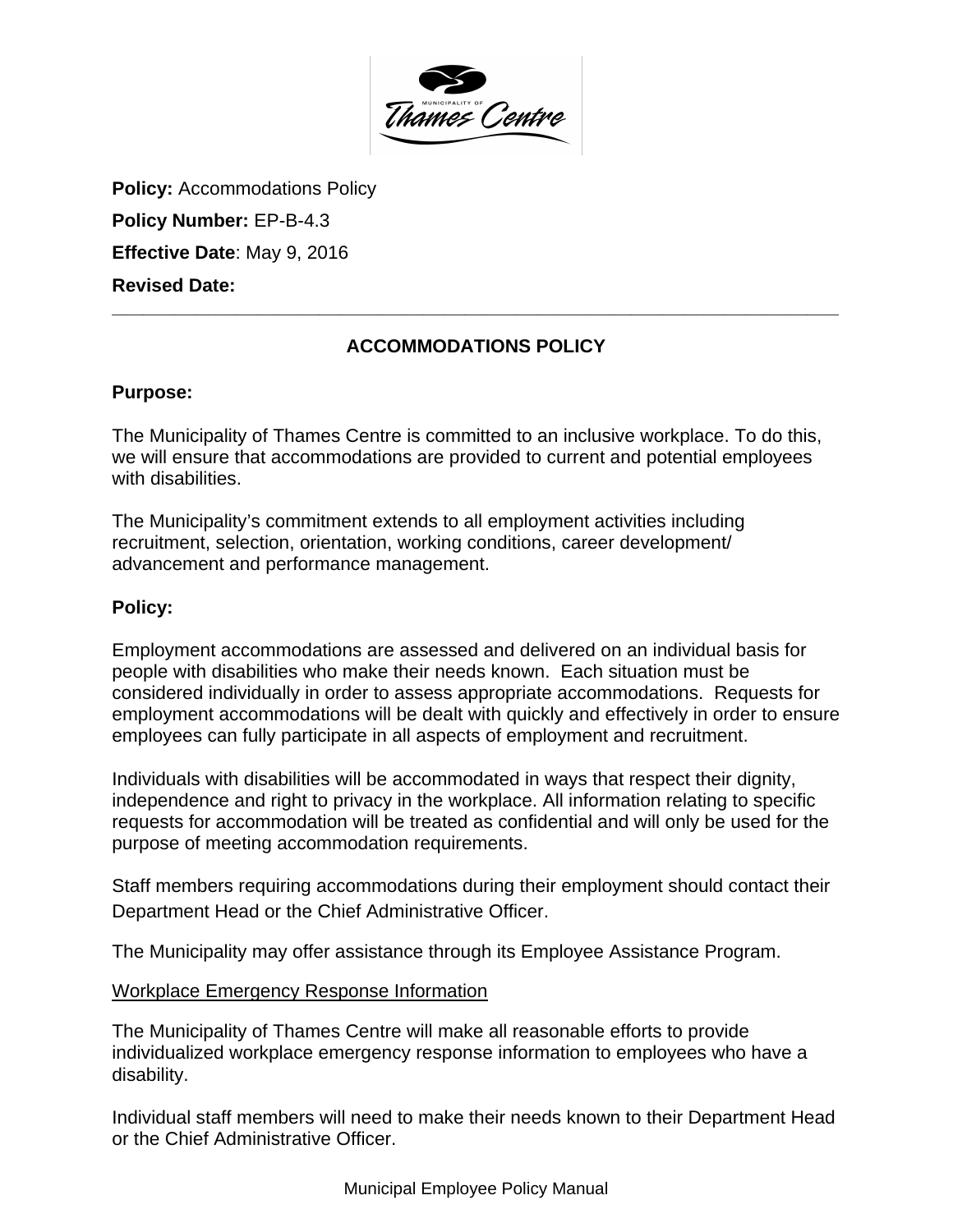**Policy:** Accommodations Policy

**Policy Number:** EP-B-4.3

**Effective Date**: May 9, 2016

**Revised Date:**

---

# ACCOMMODATIONS POLICY

**Purpose:**

The Municipality of Thames Centre is committed to an inclusive workplace. To do this, we will ensure that accommodations are provided to current and potential employees with disabilities.

The Municipality's commitment extends to all employment activities including recruitment, selection, orientation, working conditions, career development/ advancement and performance management.

**Policy:**

Employment accommodations are assessed and delivered on an individual basis for people with disabilities who make their needs known. Each situation must be considered individually in order to assess appropriate accommodations. Requests for employment accommodations will be dealt with quickly and effectively in order to ensure employees can fully participate in all aspects of employment and recruitment.

Individuals with disabilities will be accommodated in ways that respect their dignity, independence and right to privacy in the workplace. All information relating to specific requests for accommodation will be treated as confidential and will only be used for the purpose of meeting accommodation requirements.

Staff members requiring accommodations during their employment should contact their Department Head or the Chief Administrative Officer.

The Municipality may offer assistance through its Employee Assistance Program.

<u>Workplace Emergency Response Information</u>

The Municipality of Thames Centre will make all reasonable efforts to provide individualized workplace emergency response information to employees who have a disability.

Individual staff members will need to make their needs known to their Department Head or the Chief Administrative Officer.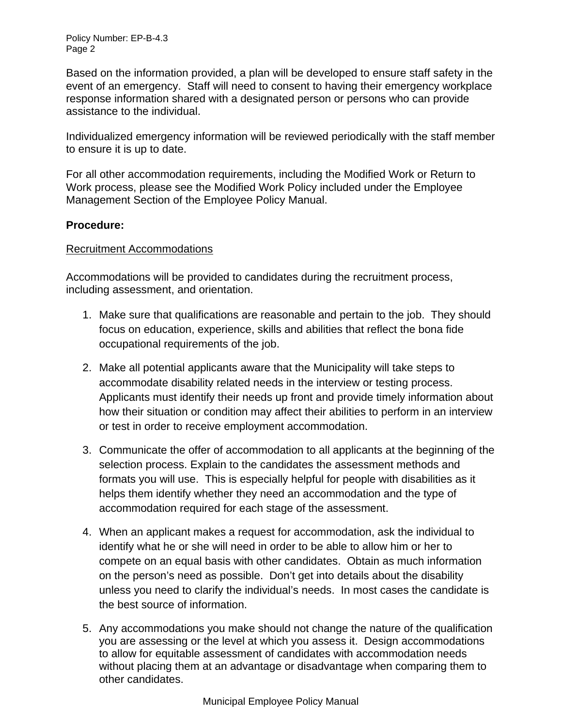Based on the information provided, a plan will be developed to ensure staff safety in the event of an emergency. Staff will need to consent to having their emergency workplace response information shared with a designated person or persons who can provide assistance to the individual.

Individualized emergency information will be reviewed periodically with the staff member to ensure it is up to date.

For all other accommodation requirements, including the Modified Work or Return to Work process, please see the Modified Work Policy included under the Employee Management Section of the Employee Policy Manual.

**Procedure:**

Recruitment Accommodations

Accommodations will be provided to candidates during the recruitment process, including assessment, and orientation.

1. Make sure that qualifications are reasonable and pertain to the job. They should focus on education, experience, skills and abilities that reflect the bona fide occupational requirements of the job.

2. Make all potential applicants aware that the Municipality will take steps to accommodate disability related needs in the interview or testing process. Applicants must identify their needs up front and provide timely information about how their situation or condition may affect their abilities to perform in an interview or test in order to receive employment accommodation.

3. Communicate the offer of accommodation to all applicants at the beginning of the selection process. Explain to the candidates the assessment methods and formats you will use. This is especially helpful for people with disabilities as it helps them identify whether they need an accommodation and the type of accommodation required for each stage of the assessment.

4. When an applicant makes a request for accommodation, ask the individual to identify what he or she will need in order to be able to allow him or her to compete on an equal basis with other candidates. Obtain as much information on the person's need as possible. Don't get into details about the disability unless you need to clarify the individual's needs. In most cases the candidate is the best source of information.

5. Any accommodations you make should not change the nature of the qualification you are assessing or the level at which you assess it. Design accommodations to allow for equitable assessment of candidates with accommodation needs without placing them at an advantage or disadvantage when comparing them to other candidates.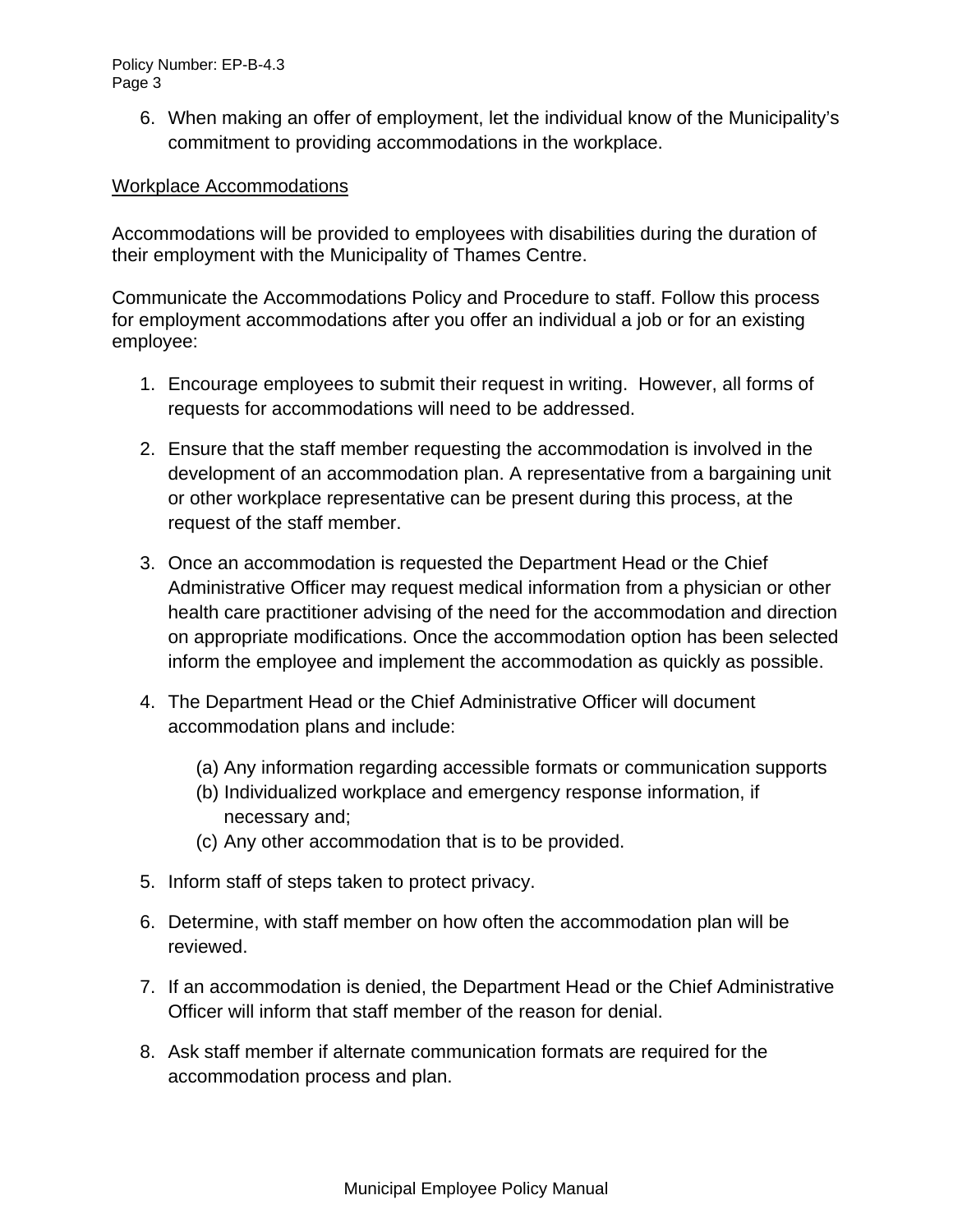6. When making an offer of employment, let the individual know of the Municipality's commitment to providing accommodations in the workplace.

<u>Workplace Accommodations</u>

Accommodations will be provided to employees with disabilities during the duration of their employment with the Municipality of Thames Centre.

Communicate the Accommodations Policy and Procedure to staff. Follow this process for employment accommodations after you offer an individual a job or for an existing employee:

1. Encourage employees to submit their request in writing. However, all forms of requests for accommodations will need to be addressed.

2. Ensure that the staff member requesting the accommodation is involved in the development of an accommodation plan. A representative from a bargaining unit or other workplace representative can be present during this process, at the request of the staff member.

3. Once an accommodation is requested the Department Head or the Chief Administrative Officer may request medical information from a physician or other health care practitioner advising of the need for the accommodation and direction on appropriate modifications. Once the accommodation option has been selected inform the employee and implement the accommodation as quickly as possible.

4. The Department Head or the Chief Administrative Officer will document accommodation plans and include:

   (a) Any information regarding accessible formats or communication supports
   (b) Individualized workplace and emergency response information, if necessary and;
   (c) Any other accommodation that is to be provided.

5. Inform staff of steps taken to protect privacy.

6. Determine, with staff member on how often the accommodation plan will be reviewed.

7. If an accommodation is denied, the Department Head or the Chief Administrative Officer will inform that staff member of the reason for denial.

8. Ask staff member if alternate communication formats are required for the accommodation process and plan.